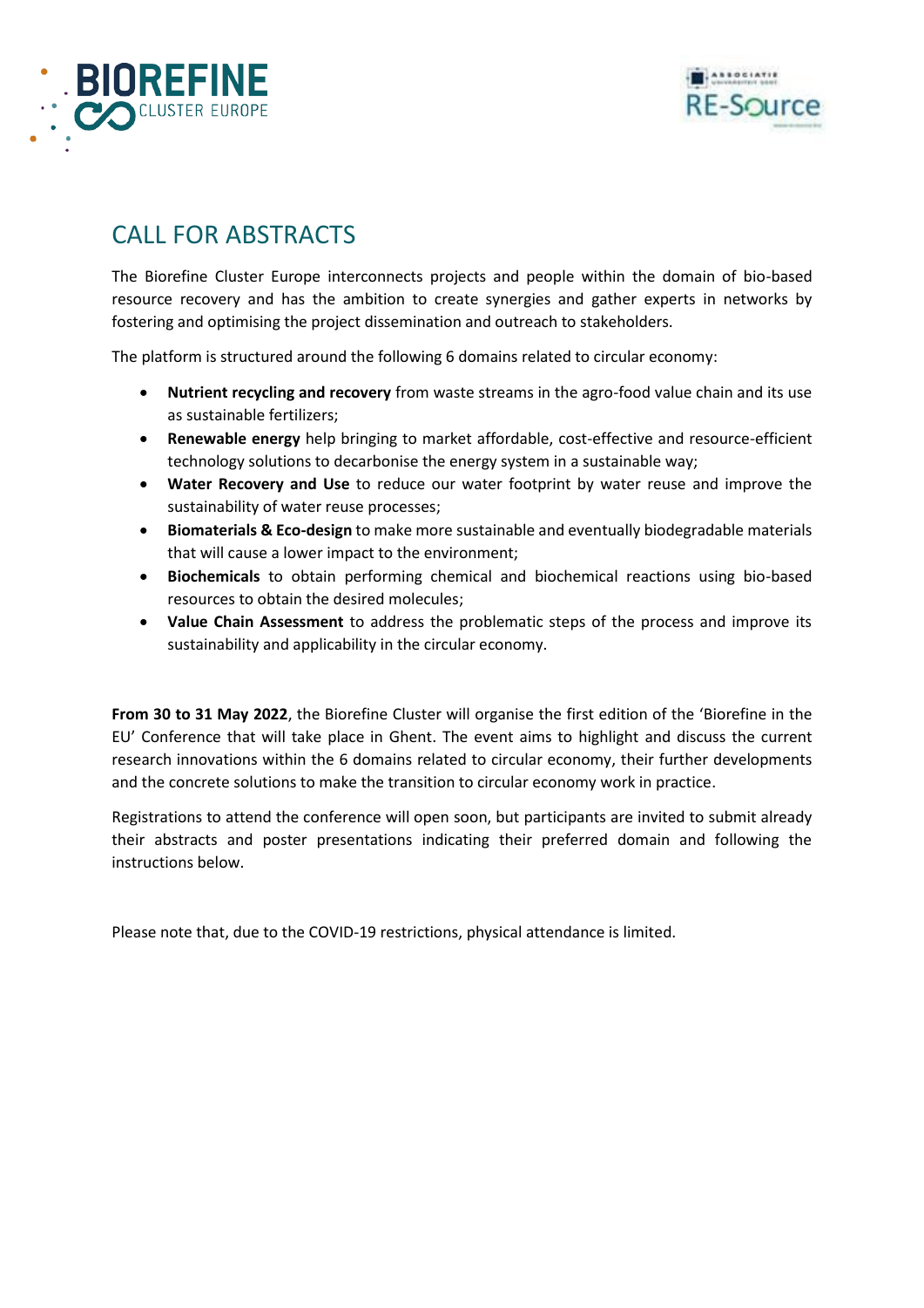# CALL FOR ABSTRACTS

The Biorefine Cluster Europe interconnects projects and people within the domain of bio-based resource recovery and has the ambition to create synergies and gather experts in networks by fostering and optimising the project dissemination and outreach to stakeholders.

The platform is structured around the following 6 domains related to circular economy:

- **Nutrient recycling and recovery** from waste streams in the agro-food value chain and its use as sustainable fertilizers;
- **Renewable energy** help bringing to market affordable, cost-effective and resource-efficient technology solutions to decarbonise the energy system in a sustainable way;
- **Water Recovery and Use** to reduce our water footprint by water reuse and improve the sustainability of water reuse processes;
- **Biomaterials & Eco-design** to make more sustainable and eventually biodegradable materials that will cause a lower impact to the environment;
- **Biochemicals** to obtain performing chemical and biochemical reactions using bio-based resources to obtain the desired molecules;
- **Value Chain Assessment** to address the problematic steps of the process and improve its sustainability and applicability in the circular economy.

**From 30 to 31 May 2022**, the Biorefine Cluster will organise the first edition of the 'Biorefine in the EU' Conference that will take place in Ghent. The event aims to highlight and discuss the current research innovations within the 6 domains related to circular economy, their further developments and the concrete solutions to make the transition to circular economy work in practice.

Registrations to attend the conference will open soon, but participants are invited to submit already their abstracts and poster presentations indicating their preferred domain and following the instructions below.

Please note that, due to the COVID-19 restrictions, physical attendance is limited.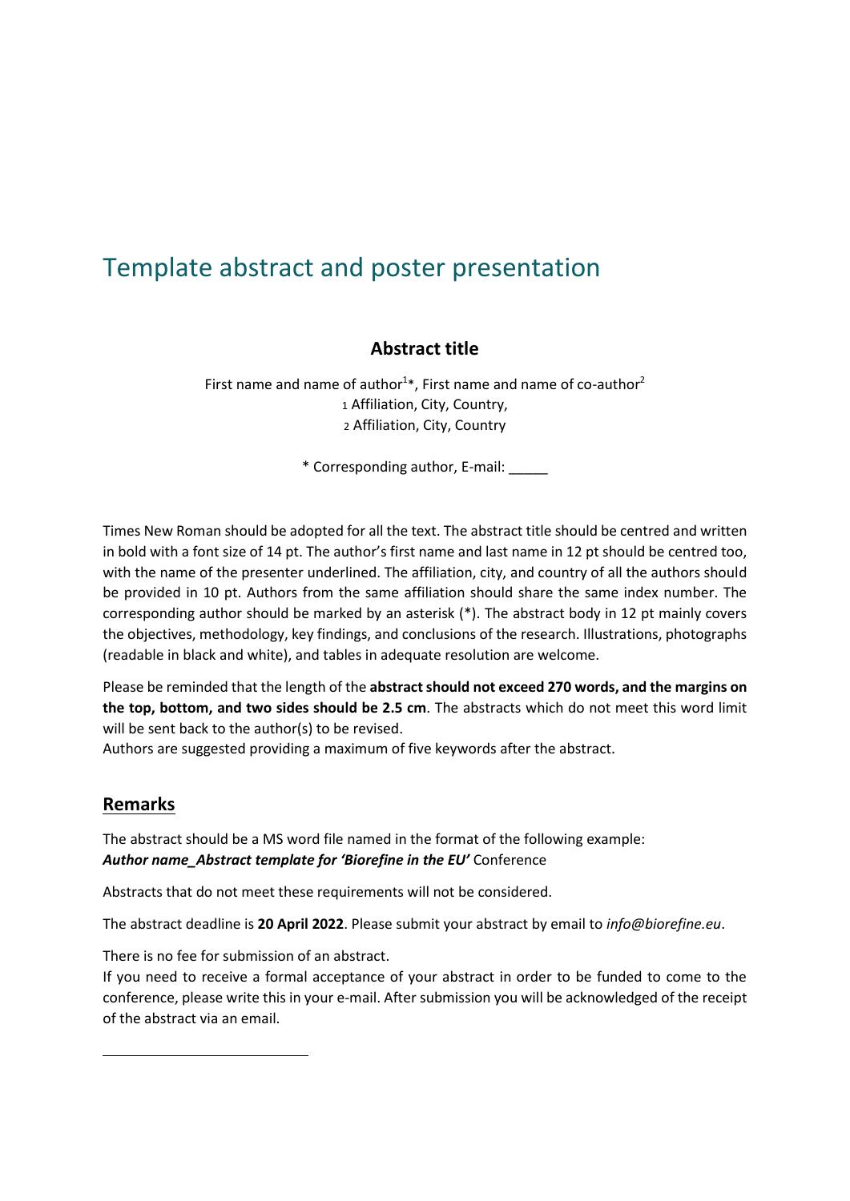# Template abstract and poster presentation

## Abstract title

First name and name of author[1]*, First name and name of co-author[2]
[1] Affiliation, City, Country,
[2] Affiliation, City, Country

* Corresponding author, E-mail: _____

Times New Roman should be adopted for all the text. The abstract title should be centred and written in bold with a font size of 14 pt. The author's first name and last name in 12 pt should be centred too, with the name of the presenter underlined. The affiliation, city, and country of all the authors should be provided in 10 pt. Authors from the same affiliation should share the same index number. The corresponding author should be marked by an asterisk (*). The abstract body in 12 pt mainly covers the objectives, methodology, key findings, and conclusions of the research. Illustrations, photographs (readable in black and white), and tables in adequate resolution are welcome.

Please be reminded that the length of the **abstract should not exceed 270 words, and the margins on the top, bottom, and two sides should be 2.5 cm**. The abstracts which do not meet this word limit will be sent back to the author(s) to be revised.
Authors are suggested providing a maximum of five keywords after the abstract.

## Remarks

The abstract should be a MS word file named in the format of the following example:
***Author name_Abstract template for 'Biorefine in the EU'*** Conference

Abstracts that do not meet these requirements will not be considered.

The abstract deadline is **20 April 2022**. Please submit your abstract by email to *info@biorefine.eu*.

There is no fee for submission of an abstract.
If you need to receive a formal acceptance of your abstract in order to be funded to come to the conference, please write this in your e-mail. After submission you will be acknowledged of the receipt of the abstract via an email.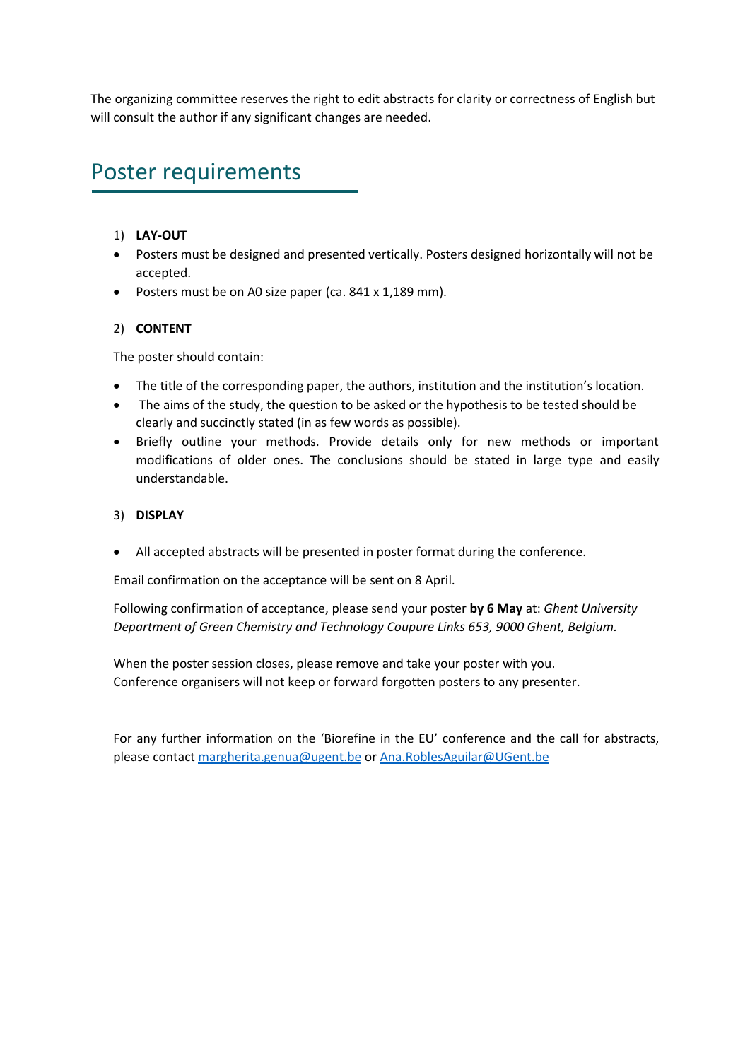The organizing committee reserves the right to edit abstracts for clarity or correctness of English but will consult the author if any significant changes are needed.

## Poster requirements

1) **LAY-OUT**

- Posters must be designed and presented vertically. Posters designed horizontally will not be accepted.
- Posters must be on A0 size paper (ca. 841 x 1,189 mm).

2) **CONTENT**

The poster should contain:

- The title of the corresponding paper, the authors, institution and the institution's location.
- The aims of the study, the question to be asked or the hypothesis to be tested should be clearly and succinctly stated (in as few words as possible).
- Briefly outline your methods. Provide details only for new methods or important modifications of older ones. The conclusions should be stated in large type and easily understandable.

3) **DISPLAY**

- All accepted abstracts will be presented in poster format during the conference.

Email confirmation on the acceptance will be sent on 8 April.

Following confirmation of acceptance, please send your poster **by 6 May** at: *Ghent University Department of Green Chemistry and Technology Coupure Links 653, 9000 Ghent, Belgium.*

When the poster session closes, please remove and take your poster with you.
Conference organisers will not keep or forward forgotten posters to any presenter.

For any further information on the 'Biorefine in the EU' conference and the call for abstracts, please contact margherita.genua@ugent.be or Ana.RoblesAguilar@UGent.be